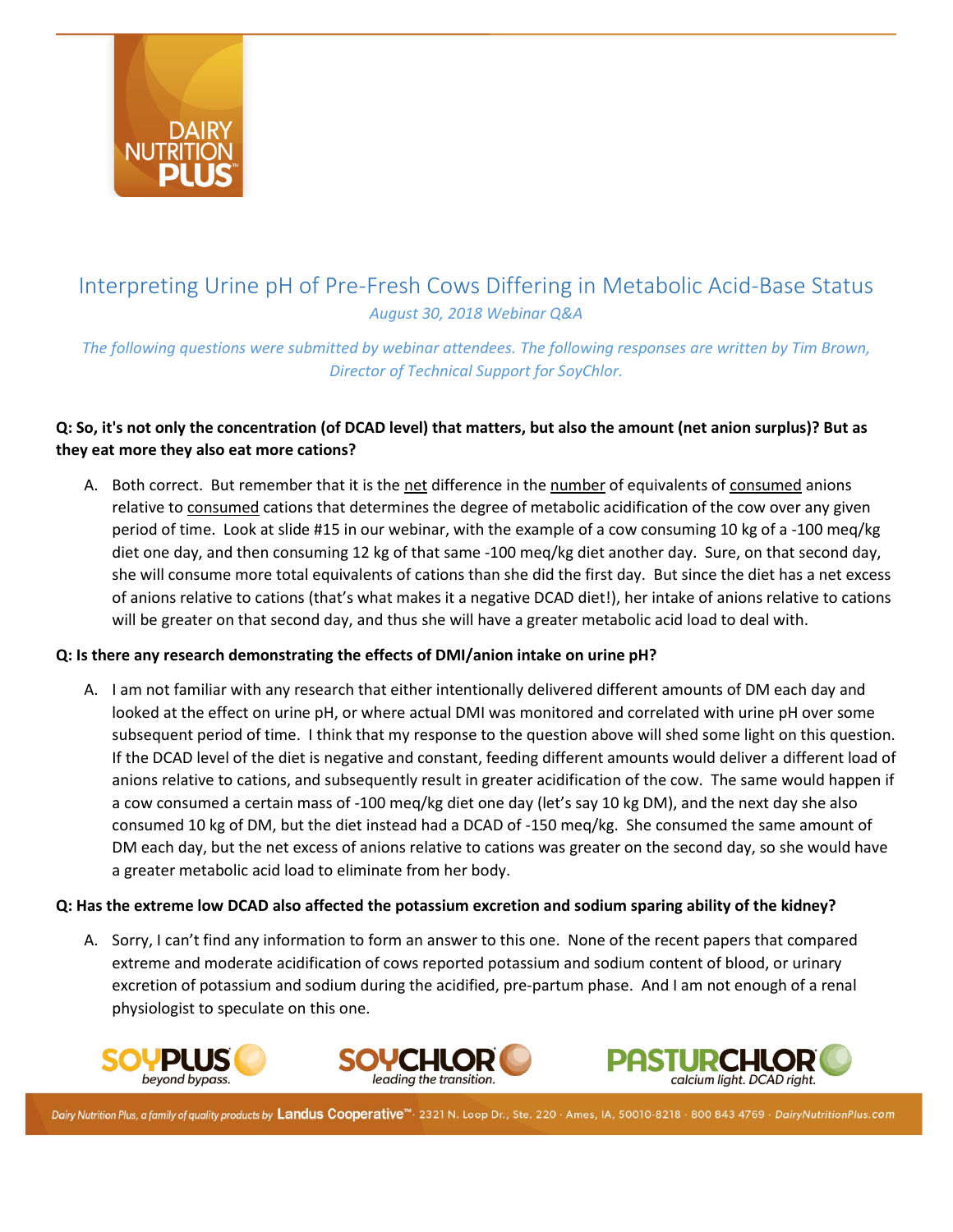# Interpreting Urine pH of Pre-Fresh Cows Differing in Metabolic Acid-Base Status

*August 30, 2018 Webinar Q&A*

*The following questions were submitted by webinar attendees. The following responses are written by Tim Brown, Director of Technical Support for SoyChlor.*

**Q: So, it's not only the concentration (of DCAD level) that matters, but also the amount (net anion surplus)? But as they eat more they also eat more cations?**

A. Both correct. But remember that it is the net difference in the number of equivalents of consumed anions relative to consumed cations that determines the degree of metabolic acidification of the cow over any given period of time. Look at slide #15 in our webinar, with the example of a cow consuming 10 kg of a -100 meq/kg diet one day, and then consuming 12 kg of that same -100 meq/kg diet another day. Sure, on that second day, she will consume more total equivalents of cations than she did the first day. But since the diet has a net excess of anions relative to cations (that's what makes it a negative DCAD diet!), her intake of anions relative to cations will be greater on that second day, and thus she will have a greater metabolic acid load to deal with.

**Q: Is there any research demonstrating the effects of DMI/anion intake on urine pH?**

A. I am not familiar with any research that either intentionally delivered different amounts of DM each day and looked at the effect on urine pH, or where actual DMI was monitored and correlated with urine pH over some subsequent period of time. I think that my response to the question above will shed some light on this question. If the DCAD level of the diet is negative and constant, feeding different amounts would deliver a different load of anions relative to cations, and subsequently result in greater acidification of the cow. The same would happen if a cow consumed a certain mass of -100 meq/kg diet one day (let's say 10 kg DM), and the next day she also consumed 10 kg of DM, but the diet instead had a DCAD of -150 meq/kg. She consumed the same amount of DM each day, but the net excess of anions relative to cations was greater on the second day, so she would have a greater metabolic acid load to eliminate from her body.

**Q: Has the extreme low DCAD also affected the potassium excretion and sodium sparing ability of the kidney?**

A. Sorry, I can't find any information to form an answer to this one. None of the recent papers that compared extreme and moderate acidification of cows reported potassium and sodium content of blood, or urinary excretion of potassium and sodium during the acidified, pre-partum phase. And I am not enough of a renal physiologist to speculate on this one.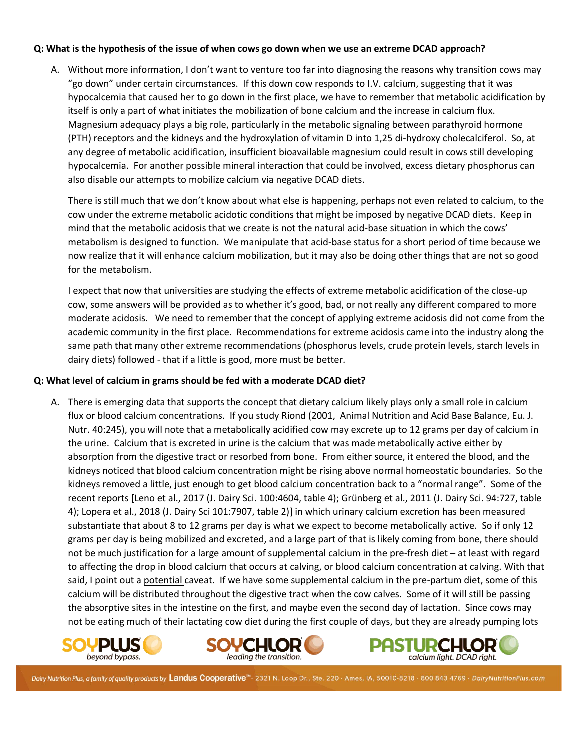**Q: What is the hypothesis of the issue of when cows go down when we use an extreme DCAD approach?**

A. Without more information, I don't want to venture too far into diagnosing the reasons why transition cows may "go down" under certain circumstances. If this down cow responds to I.V. calcium, suggesting that it was hypocalcemia that caused her to go down in the first place, we have to remember that metabolic acidification by itself is only a part of what initiates the mobilization of bone calcium and the increase in calcium flux. Magnesium adequacy plays a big role, particularly in the metabolic signaling between parathyroid hormone (PTH) receptors and the kidneys and the hydroxylation of vitamin D into 1,25 di-hydroxy cholecalciferol. So, at any degree of metabolic acidification, insufficient bioavailable magnesium could result in cows still developing hypocalcemia. For another possible mineral interaction that could be involved, excess dietary phosphorus can also disable our attempts to mobilize calcium via negative DCAD diets.

There is still much that we don't know about what else is happening, perhaps not even related to calcium, to the cow under the extreme metabolic acidotic conditions that might be imposed by negative DCAD diets. Keep in mind that the metabolic acidosis that we create is not the natural acid-base situation in which the cows' metabolism is designed to function. We manipulate that acid-base status for a short period of time because we now realize that it will enhance calcium mobilization, but it may also be doing other things that are not so good for the metabolism.

I expect that now that universities are studying the effects of extreme metabolic acidification of the close-up cow, some answers will be provided as to whether it's good, bad, or not really any different compared to more moderate acidosis. We need to remember that the concept of applying extreme acidosis did not come from the academic community in the first place. Recommendations for extreme acidosis came into the industry along the same path that many other extreme recommendations (phosphorus levels, crude protein levels, starch levels in dairy diets) followed - that if a little is good, more must be better.

**Q: What level of calcium in grams should be fed with a moderate DCAD diet?**

A. There is emerging data that supports the concept that dietary calcium likely plays only a small role in calcium flux or blood calcium concentrations. If you study Riond (2001, Animal Nutrition and Acid Base Balance, Eu. J. Nutr. 40:245), you will note that a metabolically acidified cow may excrete up to 12 grams per day of calcium in the urine. Calcium that is excreted in urine is the calcium that was made metabolically active either by absorption from the digestive tract or resorbed from bone. From either source, it entered the blood, and the kidneys noticed that blood calcium concentration might be rising above normal homeostatic boundaries. So the kidneys removed a little, just enough to get blood calcium concentration back to a "normal range". Some of the recent reports [Leno et al., 2017 (J. Dairy Sci. 100:4604, table 4); Grünberg et al., 2011 (J. Dairy Sci. 94:727, table 4); Lopera et al., 2018 (J. Dairy Sci 101:7907, table 2)] in which urinary calcium excretion has been measured substantiate that about 8 to 12 grams per day is what we expect to become metabolically active. So if only 12 grams per day is being mobilized and excreted, and a large part of that is likely coming from bone, there should not be much justification for a large amount of supplemental calcium in the pre-fresh diet – at least with regard to affecting the drop in blood calcium that occurs at calving, or blood calcium concentration at calving. With that said, I point out a potential caveat. If we have some supplemental calcium in the pre-partum diet, some of this calcium will be distributed throughout the digestive tract when the cow calves. Some of it will still be passing the absorptive sites in the intestine on the first, and maybe even the second day of lactation. Since cows may not be eating much of their lactating cow diet during the first couple of days, but they are already pumping lots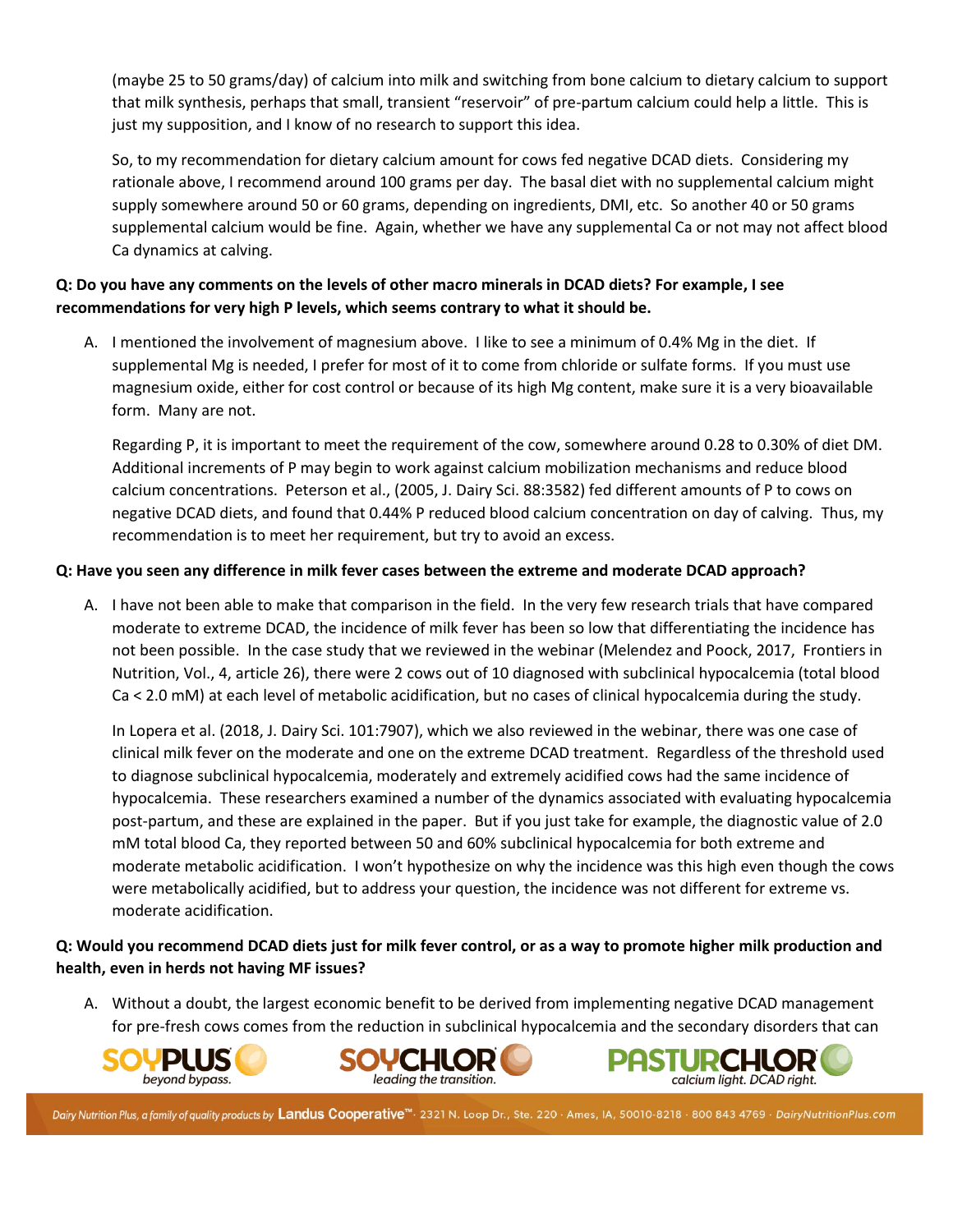(maybe 25 to 50 grams/day) of calcium into milk and switching from bone calcium to dietary calcium to support that milk synthesis, perhaps that small, transient "reservoir" of pre-partum calcium could help a little. This is just my supposition, and I know of no research to support this idea.

So, to my recommendation for dietary calcium amount for cows fed negative DCAD diets. Considering my rationale above, I recommend around 100 grams per day. The basal diet with no supplemental calcium might supply somewhere around 50 or 60 grams, depending on ingredients, DMI, etc. So another 40 or 50 grams supplemental calcium would be fine. Again, whether we have any supplemental Ca or not may not affect blood Ca dynamics at calving.

**Q: Do you have any comments on the levels of other macro minerals in DCAD diets? For example, I see recommendations for very high P levels, which seems contrary to what it should be.**

A. I mentioned the involvement of magnesium above. I like to see a minimum of 0.4% Mg in the diet. If supplemental Mg is needed, I prefer for most of it to come from chloride or sulfate forms. If you must use magnesium oxide, either for cost control or because of its high Mg content, make sure it is a very bioavailable form. Many are not.

Regarding P, it is important to meet the requirement of the cow, somewhere around 0.28 to 0.30% of diet DM. Additional increments of P may begin to work against calcium mobilization mechanisms and reduce blood calcium concentrations. Peterson et al., (2005, J. Dairy Sci. 88:3582) fed different amounts of P to cows on negative DCAD diets, and found that 0.44% P reduced blood calcium concentration on day of calving. Thus, my recommendation is to meet her requirement, but try to avoid an excess.

**Q: Have you seen any difference in milk fever cases between the extreme and moderate DCAD approach?**

A. I have not been able to make that comparison in the field. In the very few research trials that have compared moderate to extreme DCAD, the incidence of milk fever has been so low that differentiating the incidence has not been possible. In the case study that we reviewed in the webinar (Melendez and Poock, 2017, Frontiers in Nutrition, Vol., 4, article 26), there were 2 cows out of 10 diagnosed with subclinical hypocalcemia (total blood Ca < 2.0 mM) at each level of metabolic acidification, but no cases of clinical hypocalcemia during the study.

In Lopera et al. (2018, J. Dairy Sci. 101:7907), which we also reviewed in the webinar, there was one case of clinical milk fever on the moderate and one on the extreme DCAD treatment. Regardless of the threshold used to diagnose subclinical hypocalcemia, moderately and extremely acidified cows had the same incidence of hypocalcemia. These researchers examined a number of the dynamics associated with evaluating hypocalcemia post-partum, and these are explained in the paper. But if you just take for example, the diagnostic value of 2.0 mM total blood Ca, they reported between 50 and 60% subclinical hypocalcemia for both extreme and moderate metabolic acidification. I won't hypothesize on why the incidence was this high even though the cows were metabolically acidified, but to address your question, the incidence was not different for extreme vs. moderate acidification.

**Q: Would you recommend DCAD diets just for milk fever control, or as a way to promote higher milk production and health, even in herds not having MF issues?**

A. Without a doubt, the largest economic benefit to be derived from implementing negative DCAD management for pre-fresh cows comes from the reduction in subclinical hypocalcemia and the secondary disorders that can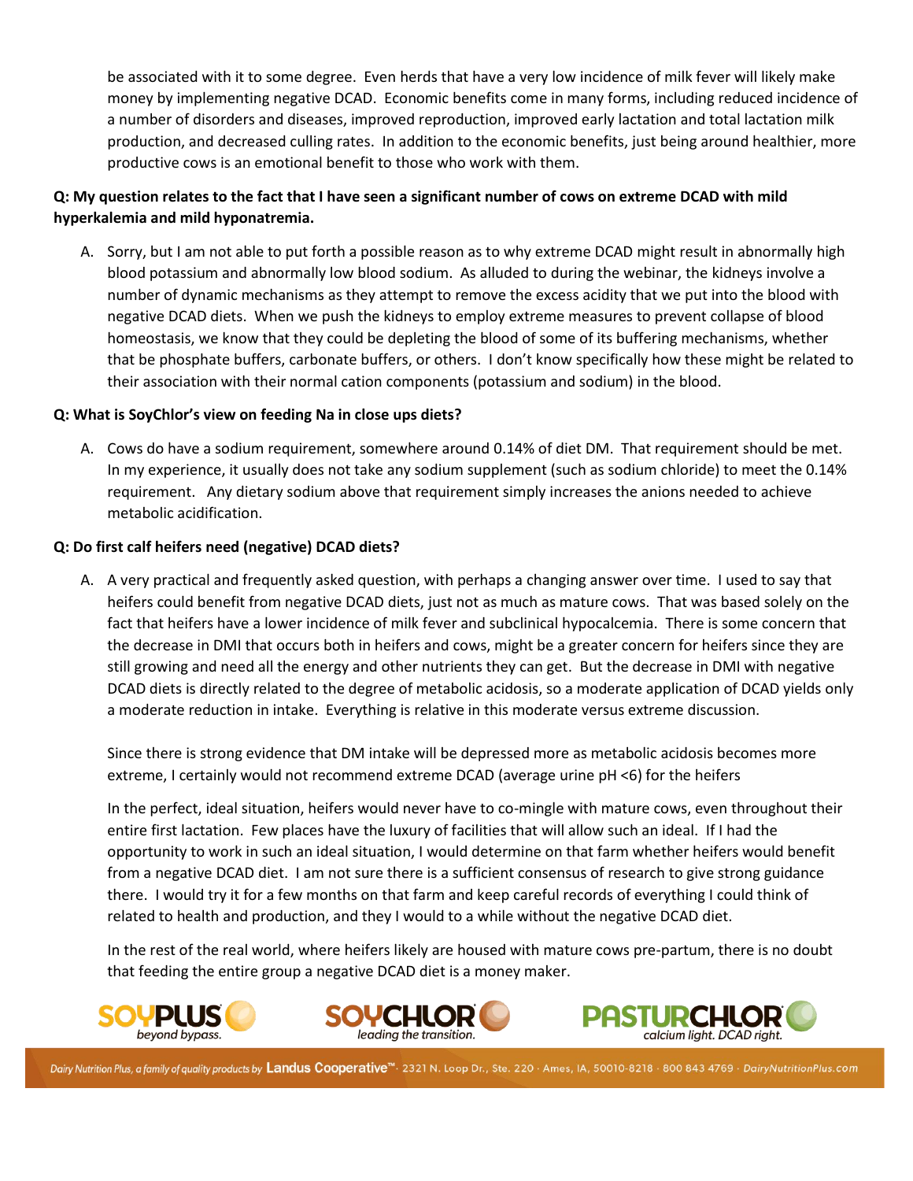be associated with it to some degree. Even herds that have a very low incidence of milk fever will likely make money by implementing negative DCAD. Economic benefits come in many forms, including reduced incidence of a number of disorders and diseases, improved reproduction, improved early lactation and total lactation milk production, and decreased culling rates. In addition to the economic benefits, just being around healthier, more productive cows is an emotional benefit to those who work with them.

**Q: My question relates to the fact that I have seen a significant number of cows on extreme DCAD with mild hyperkalemia and mild hyponatremia.**

A. Sorry, but I am not able to put forth a possible reason as to why extreme DCAD might result in abnormally high blood potassium and abnormally low blood sodium. As alluded to during the webinar, the kidneys involve a number of dynamic mechanisms as they attempt to remove the excess acidity that we put into the blood with negative DCAD diets. When we push the kidneys to employ extreme measures to prevent collapse of blood homeostasis, we know that they could be depleting the blood of some of its buffering mechanisms, whether that be phosphate buffers, carbonate buffers, or others. I don't know specifically how these might be related to their association with their normal cation components (potassium and sodium) in the blood.

**Q: What is SoyChlor's view on feeding Na in close ups diets?**

A. Cows do have a sodium requirement, somewhere around 0.14% of diet DM. That requirement should be met. In my experience, it usually does not take any sodium supplement (such as sodium chloride) to meet the 0.14% requirement. Any dietary sodium above that requirement simply increases the anions needed to achieve metabolic acidification.

**Q: Do first calf heifers need (negative) DCAD diets?**

A. A very practical and frequently asked question, with perhaps a changing answer over time. I used to say that heifers could benefit from negative DCAD diets, just not as much as mature cows. That was based solely on the fact that heifers have a lower incidence of milk fever and subclinical hypocalcemia. There is some concern that the decrease in DMI that occurs both in heifers and cows, might be a greater concern for heifers since they are still growing and need all the energy and other nutrients they can get. But the decrease in DMI with negative DCAD diets is directly related to the degree of metabolic acidosis, so a moderate application of DCAD yields only a moderate reduction in intake. Everything is relative in this moderate versus extreme discussion.

Since there is strong evidence that DM intake will be depressed more as metabolic acidosis becomes more extreme, I certainly would not recommend extreme DCAD (average urine pH <6) for the heifers

In the perfect, ideal situation, heifers would never have to co-mingle with mature cows, even throughout their entire first lactation. Few places have the luxury of facilities that will allow such an ideal. If I had the opportunity to work in such an ideal situation, I would determine on that farm whether heifers would benefit from a negative DCAD diet. I am not sure there is a sufficient consensus of research to give strong guidance there. I would try it for a few months on that farm and keep careful records of everything I could think of related to health and production, and they I would to a while without the negative DCAD diet.

In the rest of the real world, where heifers likely are housed with mature cows pre-partum, there is no doubt that feeding the entire group a negative DCAD diet is a money maker.

SOYPLUS *beyond bypass.* SOYCHLOR *leading the transition.* PASTURCHLOR *calcium light. DCAD right.*

*Dairy Nutrition Plus, a family of quality products by* **Landus Cooperative™** · 2321 N. Loop Dr., Ste. 220 · Ames, IA, 50010-8218 · 800 843 4769 · DairyNutritionPlus.com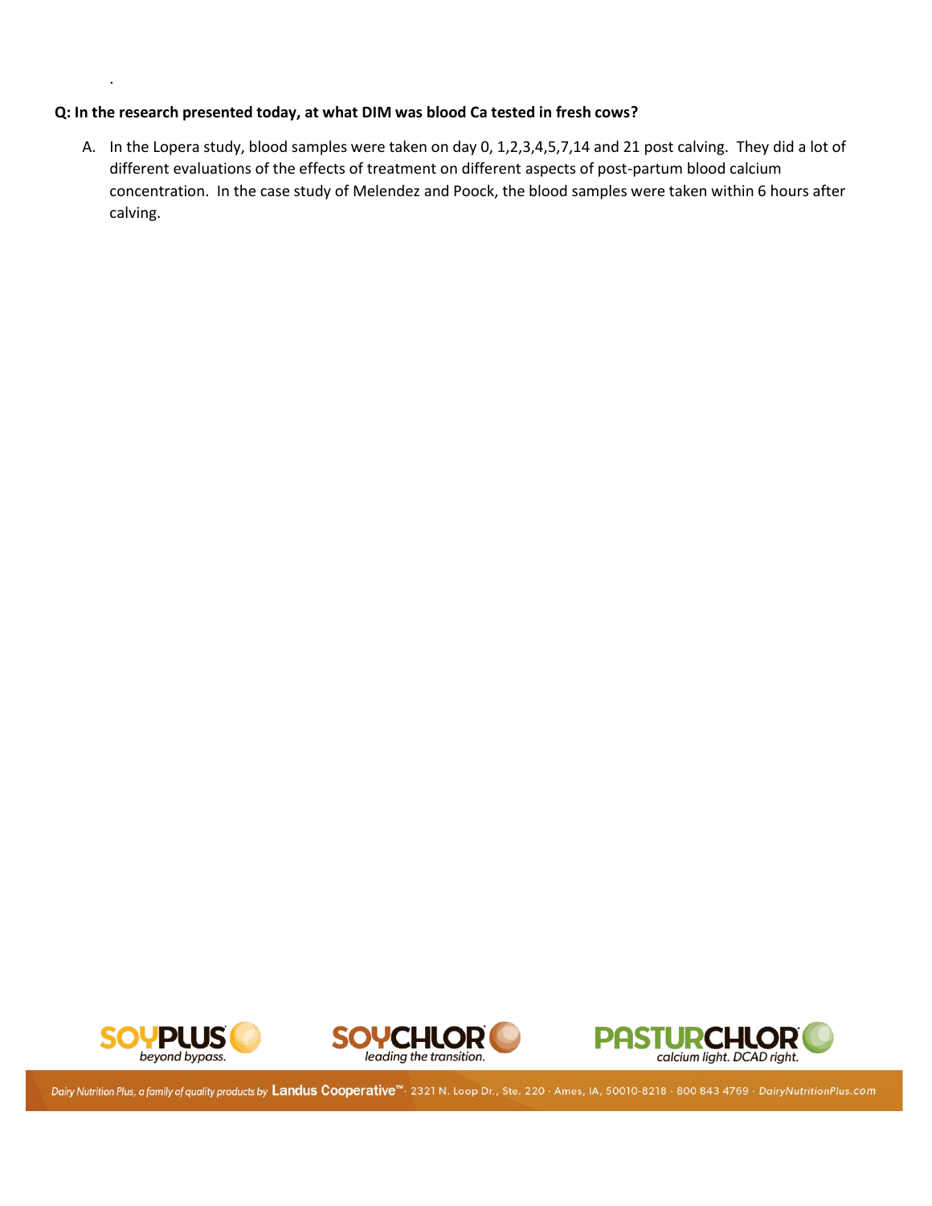**Q: In the research presented today, at what DIM was blood Ca tested in fresh cows?**

A. In the Lopera study, blood samples were taken on day 0, 1,2,3,4,5,7,14 and 21 post calving. They did a lot of different evaluations of the effects of treatment on different aspects of post-partum blood calcium concentration. In the case study of Melendez and Poock, the blood samples were taken within 6 hours after calving.